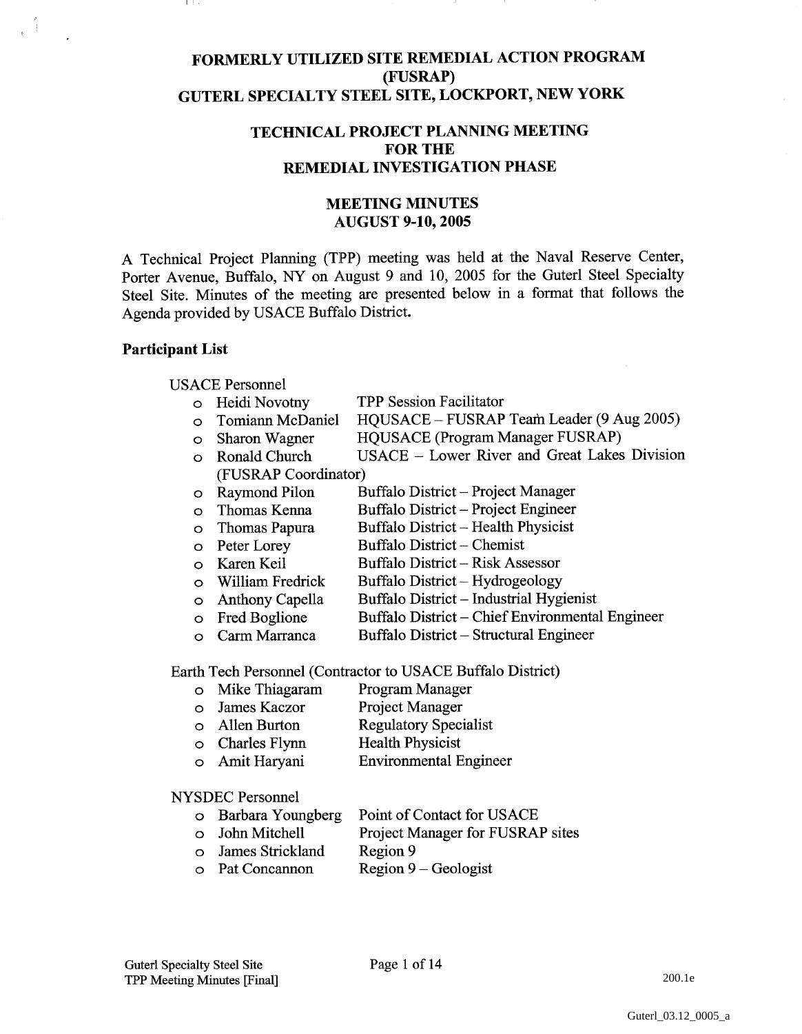# FORMERLY UTILIZED SITE REMEDIAL ACTION PROGRAM (FUSRAP) GUTERL SPECIALTY STEEL SITE, LOCKPORT, NEW YORK

## TECHNICAL PROJECT PLANNING MEETING FOR THE REMEDIAL INVESTIGATION PHASE

## MEETING MINUTES AUGUST 9-10, 2005

A Technical Project Planning (TPP) meeting was held at the Naval Reserve Center, Porter Avenue, Buffalo, NY on August 9 and 10, 2005 for the Guterl Steel Specialty Steel Site. Minutes of the meeting are presented below in a format that follows the Agenda provided by USACE Buffalo District.

**Participant List**

USACE Personnel

- Heidi Novotny — TPP Session Facilitator
- Tomiann McDaniel — HQUSACE – FUSRAP Team Leader (9 Aug 2005)
- Sharon Wagner — HQUSACE (Program Manager FUSRAP)
- Ronald Church — USACE – Lower River and Great Lakes Division (FUSRAP Coordinator)
- Raymond Pilon — Buffalo District – Project Manager
- Thomas Kenna — Buffalo District – Project Engineer
- Thomas Papura — Buffalo District – Health Physicist
- Peter Lorey — Buffalo District – Chemist
- Karen Keil — Buffalo District – Risk Assessor
- William Fredrick — Buffalo District – Hydrogeology
- Anthony Capella — Buffalo District – Industrial Hygienist
- Fred Boglione — Buffalo District – Chief Environmental Engineer
- Carm Marranca — Buffalo District – Structural Engineer

Earth Tech Personnel (Contractor to USACE Buffalo District)

- Mike Thiagaram — Program Manager
- James Kaczor — Project Manager
- Allen Burton — Regulatory Specialist
- Charles Flynn — Health Physicist
- Amit Haryani — Environmental Engineer

NYSDEC Personnel

- Barbara Youngberg — Point of Contact for USACE
- John Mitchell — Project Manager for FUSRAP sites
- James Strickland — Region 9
- Pat Concannon — Region 9 – Geologist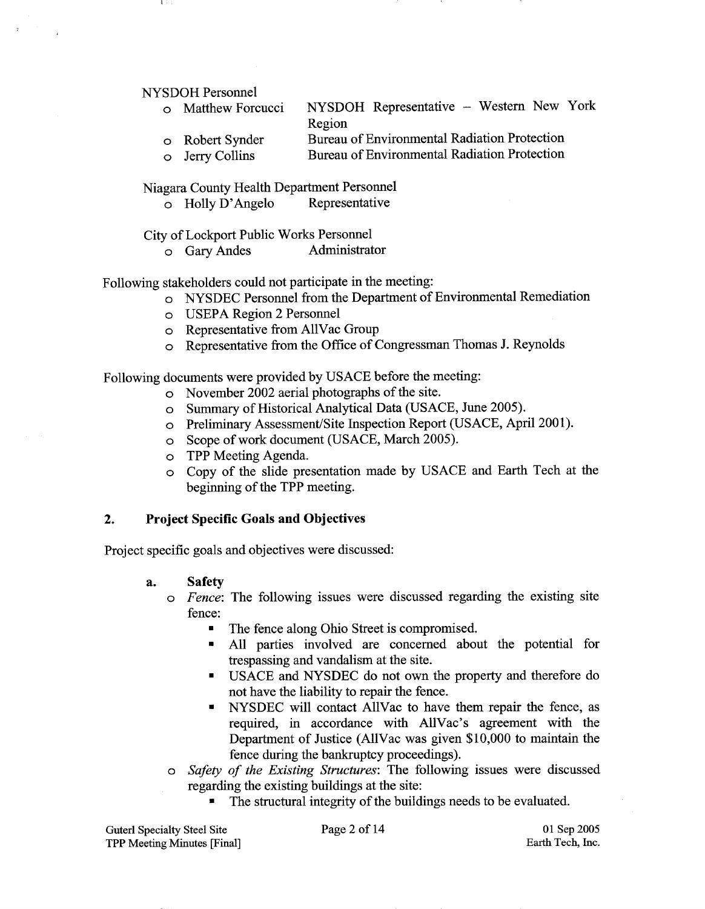NYSDOH Personnel

- Matthew Forcucci — NYSDOH Representative – Western New York Region
- Robert Synder — Bureau of Environmental Radiation Protection
- Jerry Collins — Bureau of Environmental Radiation Protection

Niagara County Health Department Personnel

- Holly D'Angelo — Representative

City of Lockport Public Works Personnel

- Gary Andes — Administrator

Following stakeholders could not participate in the meeting:

- NYSDEC Personnel from the Department of Environmental Remediation
- USEPA Region 2 Personnel
- Representative from AllVac Group
- Representative from the Office of Congressman Thomas J. Reynolds

Following documents were provided by USACE before the meeting:

- November 2002 aerial photographs of the site.
- Summary of Historical Analytical Data (USACE, June 2005).
- Preliminary Assessment/Site Inspection Report (USACE, April 2001).
- Scope of work document (USACE, March 2005).
- TPP Meeting Agenda.
- Copy of the slide presentation made by USACE and Earth Tech at the beginning of the TPP meeting.

## 2. Project Specific Goals and Objectives

Project specific goals and objectives were discussed:

### a. Safety

- *Fence*: The following issues were discussed regarding the existing site fence:
  - The fence along Ohio Street is compromised.
  - All parties involved are concerned about the potential for trespassing and vandalism at the site.
  - USACE and NYSDEC do not own the property and therefore do not have the liability to repair the fence.
  - NYSDEC will contact AllVac to have them repair the fence, as required, in accordance with AllVac's agreement with the Department of Justice (AllVac was given $10,000 to maintain the fence during the bankruptcy proceedings).
- *Safety of the Existing Structures*: The following issues were discussed regarding the existing buildings at the site:
  - The structural integrity of the buildings needs to be evaluated.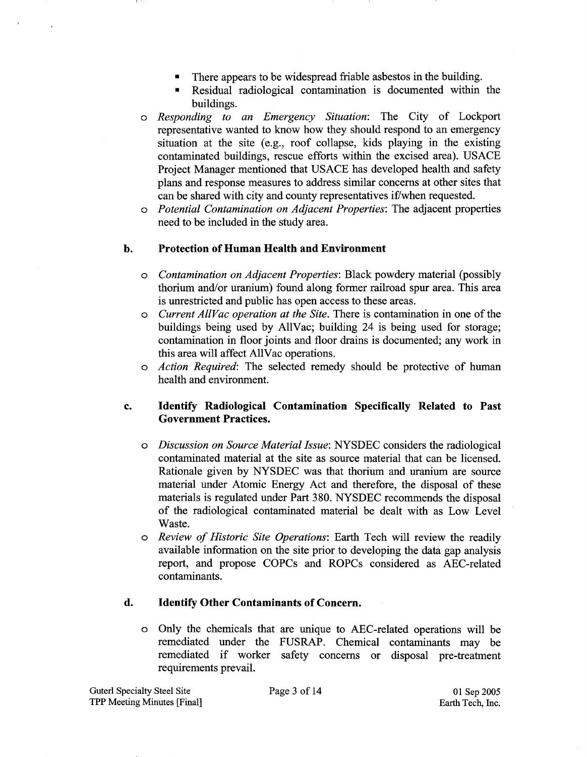- There appears to be widespread friable asbestos in the building.
        - Residual radiological contamination is documented within the buildings.
    - *Responding to an Emergency Situation*: The City of Lockport representative wanted to know how they should respond to an emergency situation at the site (e.g., roof collapse, kids playing in the existing contaminated buildings, rescue efforts within the excised area). USACE Project Manager mentioned that USACE has developed health and safety plans and response measures to address similar concerns at other sites that can be shared with city and county representatives if/when requested.
    - *Potential Contamination on Adjacent Properties*: The adjacent properties need to be included in the study area.

**b. Protection of Human Health and Environment**

- *Contamination on Adjacent Properties*: Black powdery material (possibly thorium and/or uranium) found along former railroad spur area. This area is unrestricted and public has open access to these areas.
- *Current AllVac operation at the Site*. There is contamination in one of the buildings being used by AllVac; building 24 is being used for storage; contamination in floor joints and floor drains is documented; any work in this area will affect AllVac operations.
- *Action Required*: The selected remedy should be protective of human health and environment.

**c. Identify Radiological Contamination Specifically Related to Past Government Practices.**

- *Discussion on Source Material Issue*: NYSDEC considers the radiological contaminated material at the site as source material that can be licensed. Rationale given by NYSDEC was that thorium and uranium are source material under Atomic Energy Act and therefore, the disposal of these materials is regulated under Part 380. NYSDEC recommends the disposal of the radiological contaminated material be dealt with as Low Level Waste.
- *Review of Historic Site Operations*: Earth Tech will review the readily available information on the site prior to developing the data gap analysis report, and propose COPCs and ROPCs considered as AEC-related contaminants.

**d. Identify Other Contaminants of Concern.**

- Only the chemicals that are unique to AEC-related operations will be remediated under the FUSRAP. Chemical contaminants may be remediated if worker safety concerns or disposal pre-treatment requirements prevail.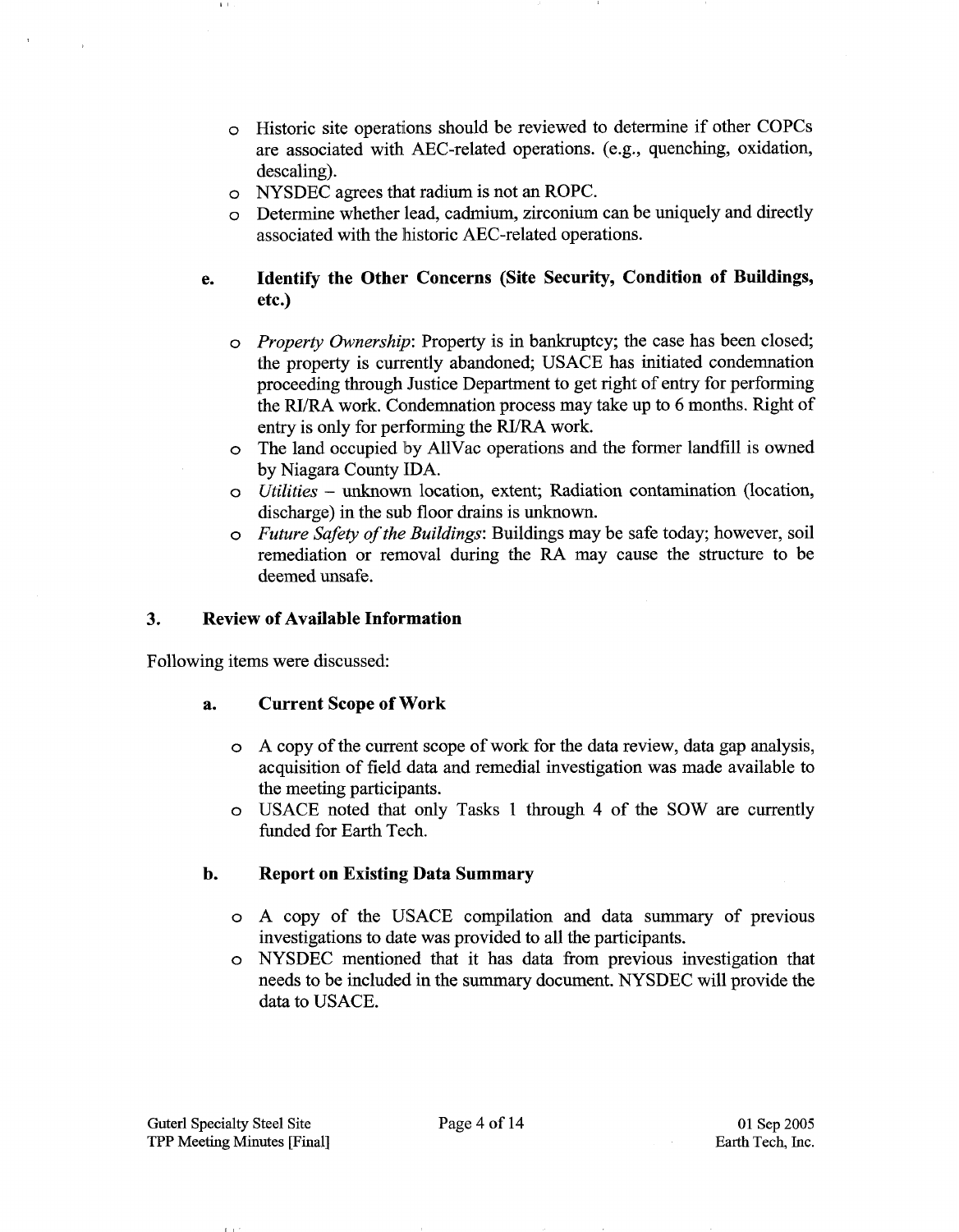- Historic site operations should be reviewed to determine if other COPCs are associated with AEC-related operations. (e.g., quenching, oxidation, descaling).
- NYSDEC agrees that radium is not an ROPC.
- Determine whether lead, cadmium, zirconium can be uniquely and directly associated with the historic AEC-related operations.

**e. Identify the Other Concerns (Site Security, Condition of Buildings, etc.)**

- *Property Ownership*: Property is in bankruptcy; the case has been closed; the property is currently abandoned; USACE has initiated condemnation proceeding through Justice Department to get right of entry for performing the RI/RA work. Condemnation process may take up to 6 months. Right of entry is only for performing the RI/RA work.
- The land occupied by AllVac operations and the former landfill is owned by Niagara County IDA.
- *Utilities* – unknown location, extent; Radiation contamination (location, discharge) in the sub floor drains is unknown.
- *Future Safety of the Buildings*: Buildings may be safe today; however, soil remediation or removal during the RA may cause the structure to be deemed unsafe.

## 3. Review of Available Information

Following items were discussed:

**a. Current Scope of Work**

- A copy of the current scope of work for the data review, data gap analysis, acquisition of field data and remedial investigation was made available to the meeting participants.
- USACE noted that only Tasks 1 through 4 of the SOW are currently funded for Earth Tech.

**b. Report on Existing Data Summary**

- A copy of the USACE compilation and data summary of previous investigations to date was provided to all the participants.
- NYSDEC mentioned that it has data from previous investigation that needs to be included in the summary document. NYSDEC will provide the data to USACE.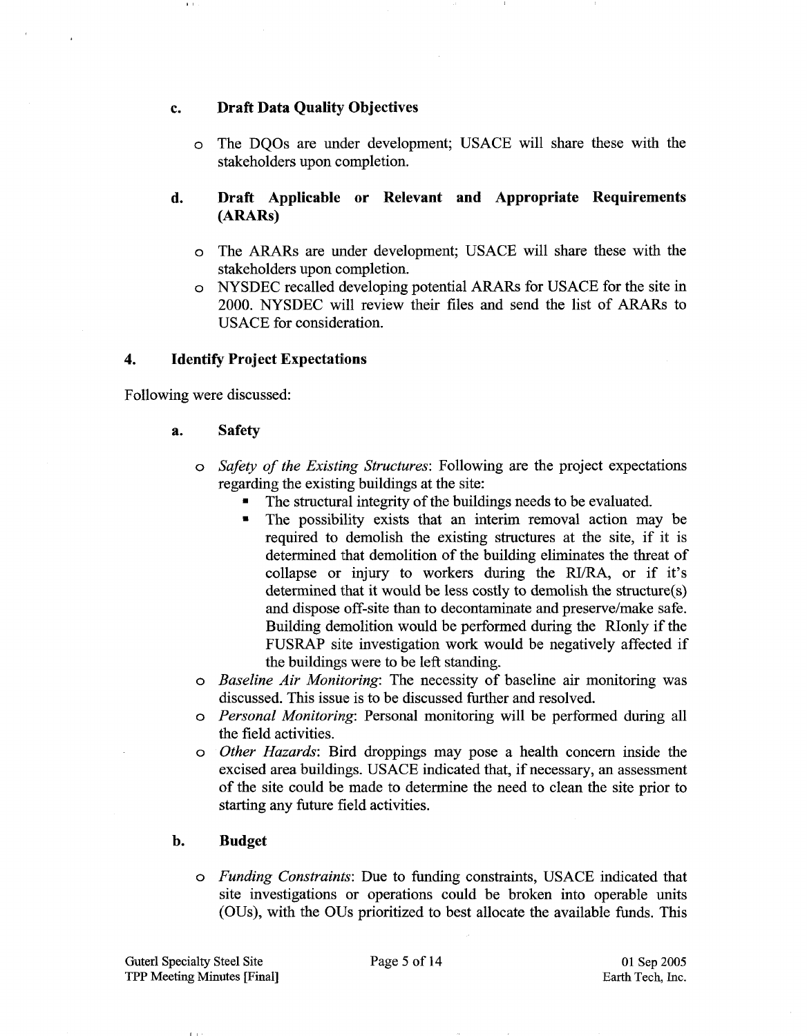### c. Draft Data Quality Objectives

- The DQOs are under development; USACE will share these with the stakeholders upon completion.

### d. Draft Applicable or Relevant and Appropriate Requirements (ARARs)

- The ARARs are under development; USACE will share these with the stakeholders upon completion.
- NYSDEC recalled developing potential ARARs for USACE for the site in 2000. NYSDEC will review their files and send the list of ARARs to USACE for consideration.

## 4. Identify Project Expectations

Following were discussed:

### a. Safety

- *Safety of the Existing Structures*: Following are the project expectations regarding the existing buildings at the site:
  - The structural integrity of the buildings needs to be evaluated.
  - The possibility exists that an interim removal action may be required to demolish the existing structures at the site, if it is determined that demolition of the building eliminates the threat of collapse or injury to workers during the RI/RA, or if it's determined that it would be less costly to demolish the structure(s) and dispose off-site than to decontaminate and preserve/make safe. Building demolition would be performed during the RIonly if the FUSRAP site investigation work would be negatively affected if the buildings were to be left standing.
- *Baseline Air Monitoring*: The necessity of baseline air monitoring was discussed. This issue is to be discussed further and resolved.
- *Personal Monitoring*: Personal monitoring will be performed during all the field activities.
- *Other Hazards*: Bird droppings may pose a health concern inside the excised area buildings. USACE indicated that, if necessary, an assessment of the site could be made to determine the need to clean the site prior to starting any future field activities.

### b. Budget

- *Funding Constraints*: Due to funding constraints, USACE indicated that site investigations or operations could be broken into operable units (OUs), with the OUs prioritized to best allocate the available funds. This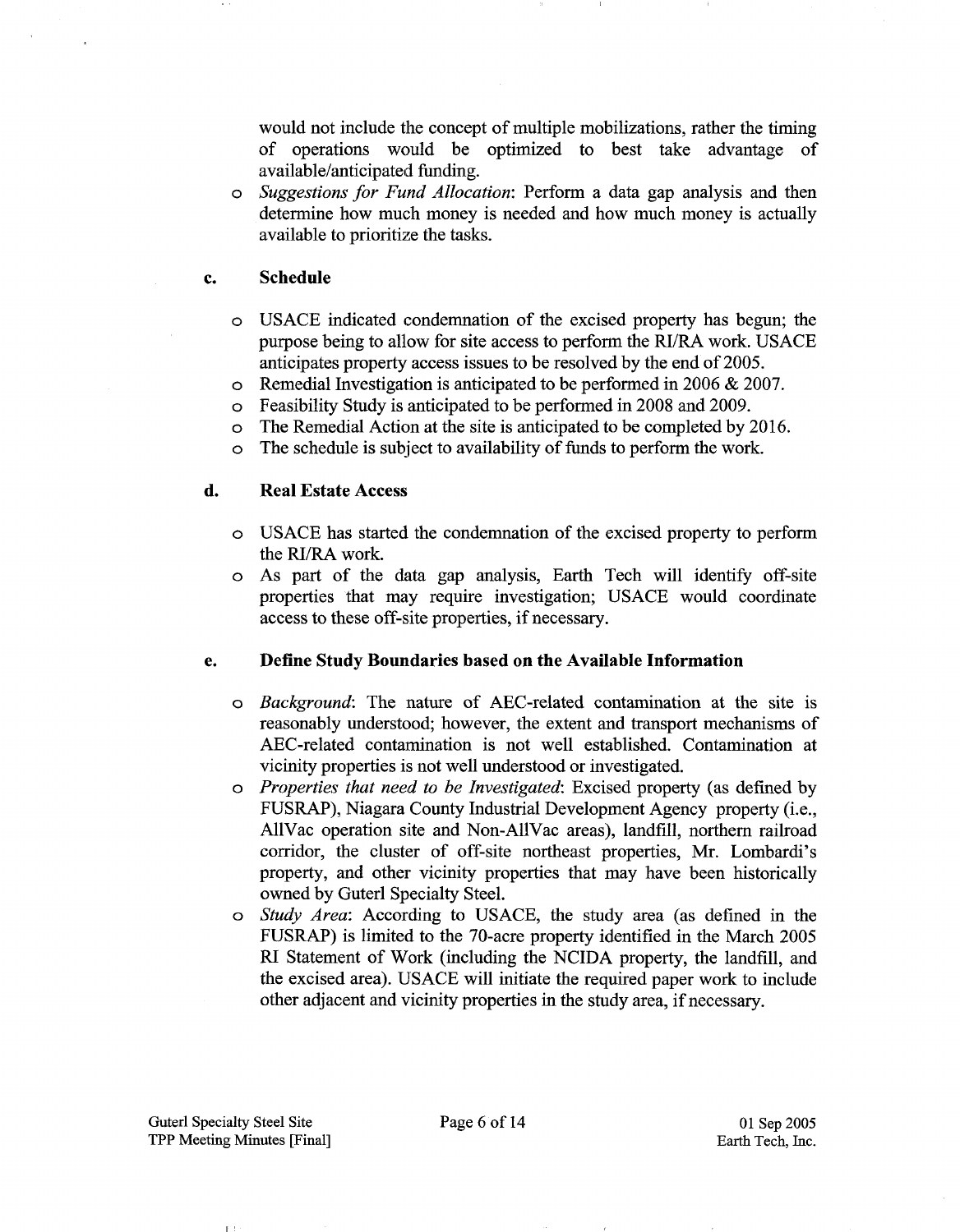would not include the concept of multiple mobilizations, rather the timing of operations would be optimized to best take advantage of available/anticipated funding.

- *Suggestions for Fund Allocation*: Perform a data gap analysis and then determine how much money is needed and how much money is actually available to prioritize the tasks.

**c. Schedule**

- USACE indicated condemnation of the excised property has begun; the purpose being to allow for site access to perform the RI/RA work. USACE anticipates property access issues to be resolved by the end of 2005.
- Remedial Investigation is anticipated to be performed in 2006 & 2007.
- Feasibility Study is anticipated to be performed in 2008 and 2009.
- The Remedial Action at the site is anticipated to be completed by 2016.
- The schedule is subject to availability of funds to perform the work.

**d. Real Estate Access**

- USACE has started the condemnation of the excised property to perform the RI/RA work.
- As part of the data gap analysis, Earth Tech will identify off-site properties that may require investigation; USACE would coordinate access to these off-site properties, if necessary.

**e. Define Study Boundaries based on the Available Information**

- *Background*: The nature of AEC-related contamination at the site is reasonably understood; however, the extent and transport mechanisms of AEC-related contamination is not well established. Contamination at vicinity properties is not well understood or investigated.
- *Properties that need to be Investigated*: Excised property (as defined by FUSRAP), Niagara County Industrial Development Agency property (i.e., AllVac operation site and Non-AllVac areas), landfill, northern railroad corridor, the cluster of off-site northeast properties, Mr. Lombardi's property, and other vicinity properties that may have been historically owned by Guterl Specialty Steel.
- *Study Area*: According to USACE, the study area (as defined in the FUSRAP) is limited to the 70-acre property identified in the March 2005 RI Statement of Work (including the NCIDA property, the landfill, and the excised area). USACE will initiate the required paper work to include other adjacent and vicinity properties in the study area, if necessary.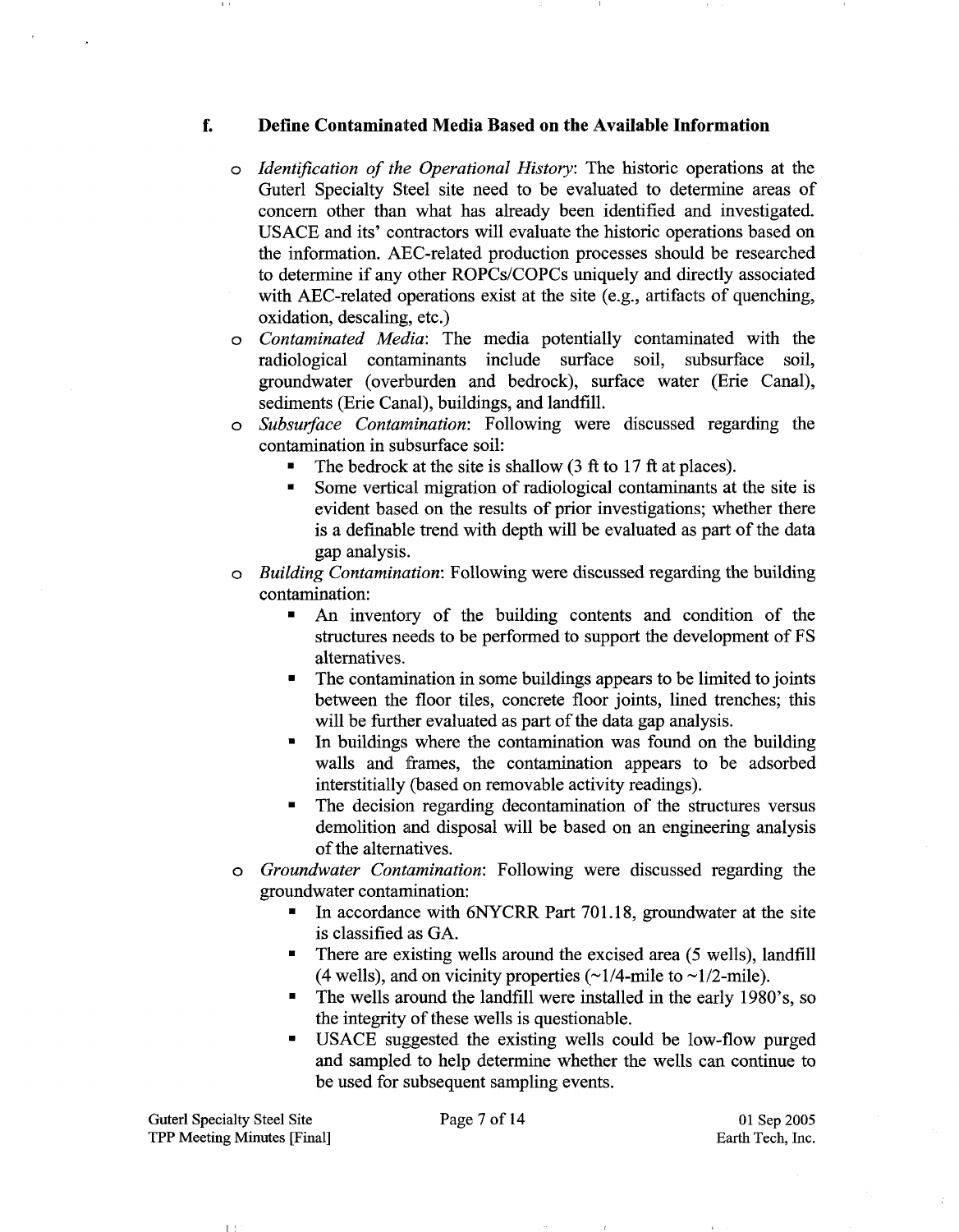## f. Define Contaminated Media Based on the Available Information

- *Identification of the Operational History*: The historic operations at the Guterl Specialty Steel site need to be evaluated to determine areas of concern other than what has already been identified and investigated. USACE and its' contractors will evaluate the historic operations based on the information. AEC-related production processes should be researched to determine if any other ROPCs/COPCs uniquely and directly associated with AEC-related operations exist at the site (e.g., artifacts of quenching, oxidation, descaling, etc.)
- *Contaminated Media*: The media potentially contaminated with the radiological contaminants include surface soil, subsurface soil, groundwater (overburden and bedrock), surface water (Erie Canal), sediments (Erie Canal), buildings, and landfill.
- *Subsurface Contamination*: Following were discussed regarding the contamination in subsurface soil:
  - The bedrock at the site is shallow (3 ft to 17 ft at places).
  - Some vertical migration of radiological contaminants at the site is evident based on the results of prior investigations; whether there is a definable trend with depth will be evaluated as part of the data gap analysis.
- *Building Contamination*: Following were discussed regarding the building contamination:
  - An inventory of the building contents and condition of the structures needs to be performed to support the development of FS alternatives.
  - The contamination in some buildings appears to be limited to joints between the floor tiles, concrete floor joints, lined trenches; this will be further evaluated as part of the data gap analysis.
  - In buildings where the contamination was found on the building walls and frames, the contamination appears to be adsorbed interstitially (based on removable activity readings).
  - The decision regarding decontamination of the structures versus demolition and disposal will be based on an engineering analysis of the alternatives.
- *Groundwater Contamination*: Following were discussed regarding the groundwater contamination:
  - In accordance with 6NYCRR Part 701.18, groundwater at the site is classified as GA.
  - There are existing wells around the excised area (5 wells), landfill (4 wells), and on vicinity properties (~1/4-mile to ~1/2-mile).
  - The wells around the landfill were installed in the early 1980's, so the integrity of these wells is questionable.
  - USACE suggested the existing wells could be low-flow purged and sampled to help determine whether the wells can continue to be used for subsequent sampling events.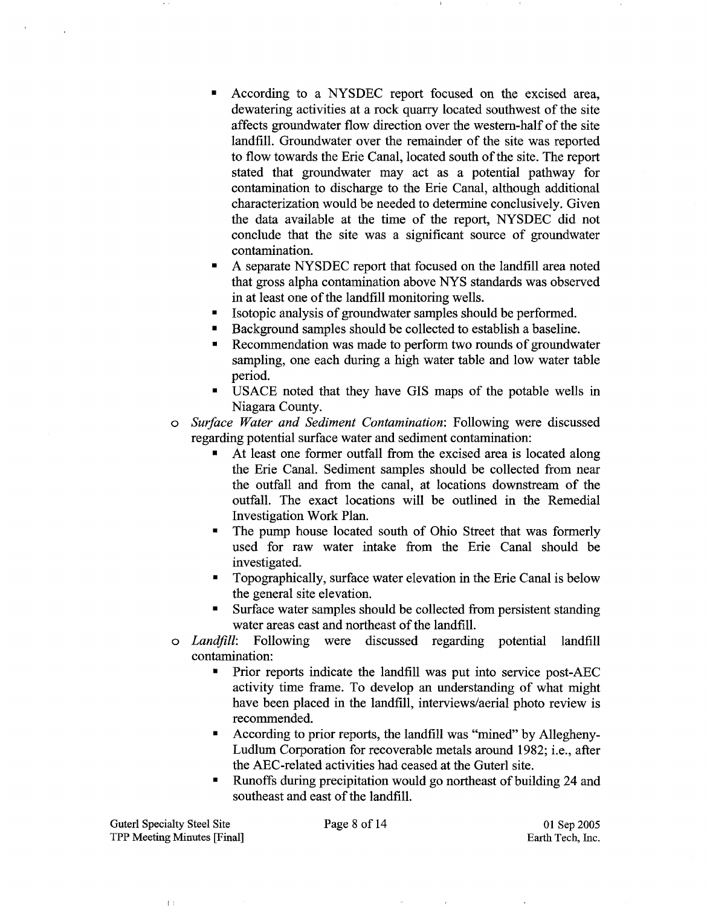- According to a NYSDEC report focused on the excised area, dewatering activities at a rock quarry located southwest of the site affects groundwater flow direction over the western-half of the site landfill. Groundwater over the remainder of the site was reported to flow towards the Erie Canal, located south of the site. The report stated that groundwater may act as a potential pathway for contamination to discharge to the Erie Canal, although additional characterization would be needed to determine conclusively. Given the data available at the time of the report, NYSDEC did not conclude that the site was a significant source of groundwater contamination.
  - A separate NYSDEC report that focused on the landfill area noted that gross alpha contamination above NYS standards was observed in at least one of the landfill monitoring wells.
  - Isotopic analysis of groundwater samples should be performed.
  - Background samples should be collected to establish a baseline.
  - Recommendation was made to perform two rounds of groundwater sampling, one each during a high water table and low water table period.
  - USACE noted that they have GIS maps of the potable wells in Niagara County.
- *Surface Water and Sediment Contamination*: Following were discussed regarding potential surface water and sediment contamination:
  - At least one former outfall from the excised area is located along the Erie Canal. Sediment samples should be collected from near the outfall and from the canal, at locations downstream of the outfall. The exact locations will be outlined in the Remedial Investigation Work Plan.
  - The pump house located south of Ohio Street that was formerly used for raw water intake from the Erie Canal should be investigated.
  - Topographically, surface water elevation in the Erie Canal is below the general site elevation.
  - Surface water samples should be collected from persistent standing water areas east and northeast of the landfill.
- *Landfill*: Following were discussed regarding potential landfill contamination:
  - Prior reports indicate the landfill was put into service post-AEC activity time frame. To develop an understanding of what might have been placed in the landfill, interviews/aerial photo review is recommended.
  - According to prior reports, the landfill was "mined" by Allegheny-Ludlum Corporation for recoverable metals around 1982; i.e., after the AEC-related activities had ceased at the Guterl site.
  - Runoffs during precipitation would go northeast of building 24 and southeast and east of the landfill.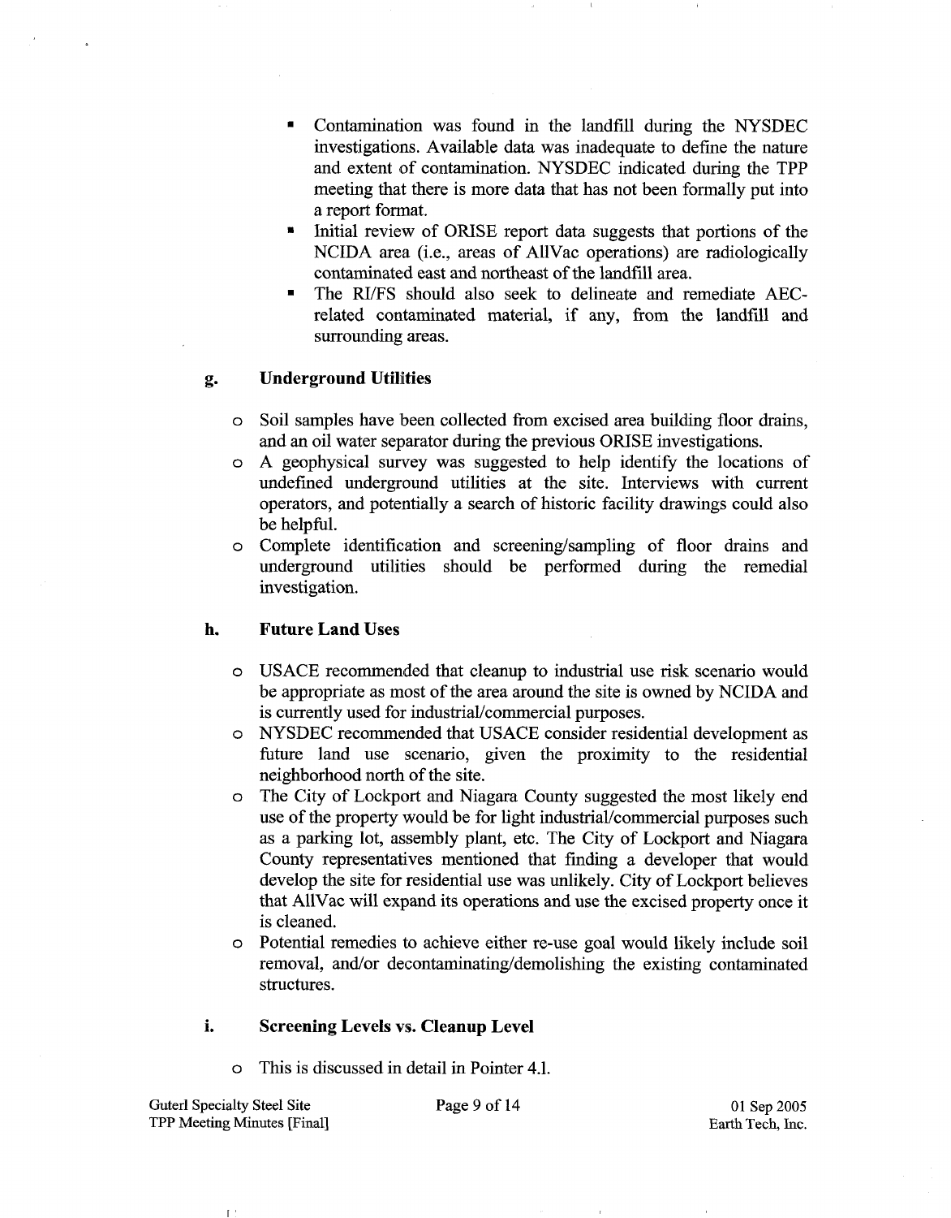- Contamination was found in the landfill during the NYSDEC investigations. Available data was inadequate to define the nature and extent of contamination. NYSDEC indicated during the TPP meeting that there is more data that has not been formally put into a report format.
- Initial review of ORISE report data suggests that portions of the NCIDA area (i.e., areas of AllVac operations) are radiologically contaminated east and northeast of the landfill area.
- The RI/FS should also seek to delineate and remediate AEC-related contaminated material, if any, from the landfill and surrounding areas.

### g. Underground Utilities

- Soil samples have been collected from excised area building floor drains, and an oil water separator during the previous ORISE investigations.
- A geophysical survey was suggested to help identify the locations of undefined underground utilities at the site. Interviews with current operators, and potentially a search of historic facility drawings could also be helpful.
- Complete identification and screening/sampling of floor drains and underground utilities should be performed during the remedial investigation.

### h. Future Land Uses

- USACE recommended that cleanup to industrial use risk scenario would be appropriate as most of the area around the site is owned by NCIDA and is currently used for industrial/commercial purposes.
- NYSDEC recommended that USACE consider residential development as future land use scenario, given the proximity to the residential neighborhood north of the site.
- The City of Lockport and Niagara County suggested the most likely end use of the property would be for light industrial/commercial purposes such as a parking lot, assembly plant, etc. The City of Lockport and Niagara County representatives mentioned that finding a developer that would develop the site for residential use was unlikely. City of Lockport believes that AllVac will expand its operations and use the excised property once it is cleaned.
- Potential remedies to achieve either re-use goal would likely include soil removal, and/or decontaminating/demolishing the existing contaminated structures.

### i. Screening Levels vs. Cleanup Level

- This is discussed in detail in Pointer 4.1.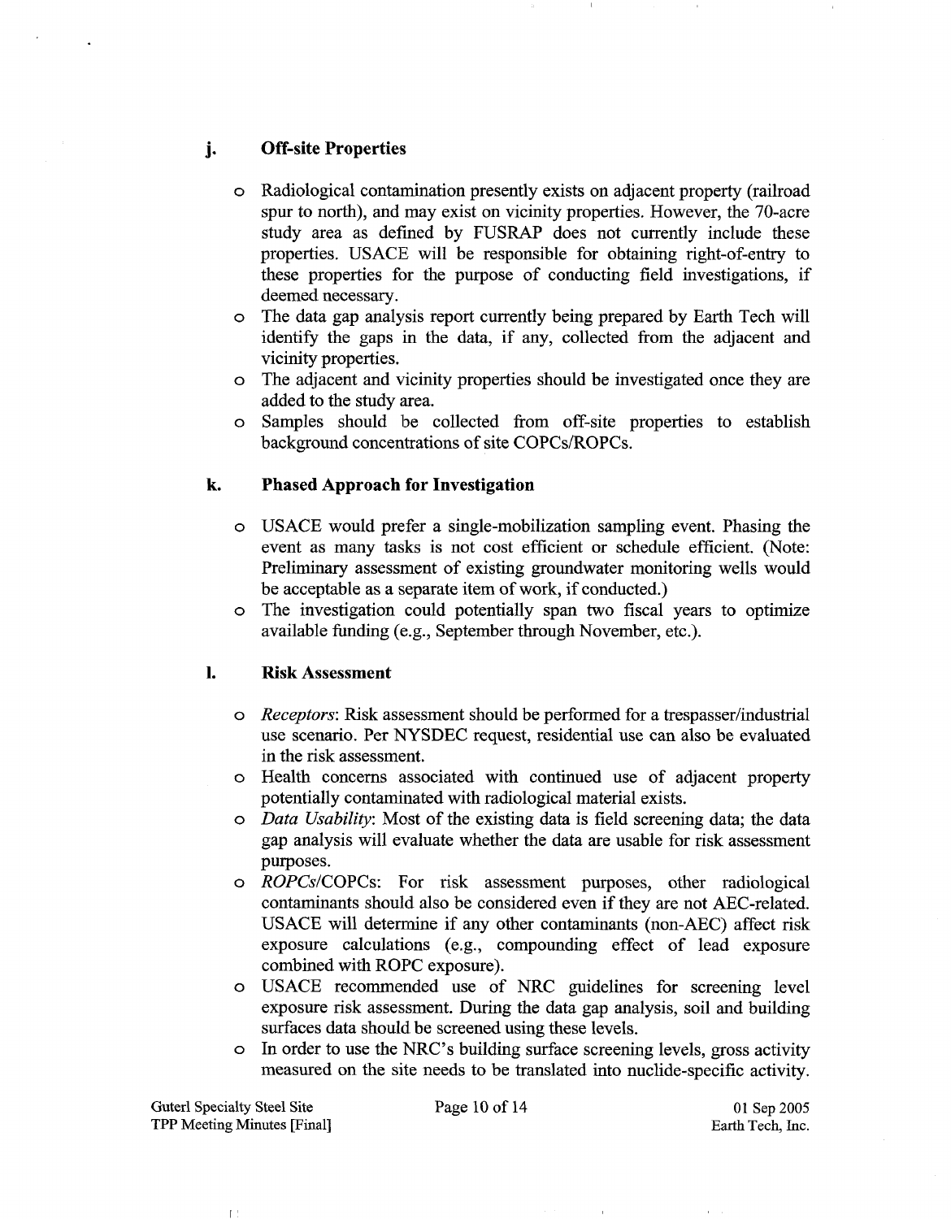### j. Off-site Properties

- Radiological contamination presently exists on adjacent property (railroad spur to north), and may exist on vicinity properties. However, the 70-acre study area as defined by FUSRAP does not currently include these properties. USACE will be responsible for obtaining right-of-entry to these properties for the purpose of conducting field investigations, if deemed necessary.
- The data gap analysis report currently being prepared by Earth Tech will identify the gaps in the data, if any, collected from the adjacent and vicinity properties.
- The adjacent and vicinity properties should be investigated once they are added to the study area.
- Samples should be collected from off-site properties to establish background concentrations of site COPCs/ROPCs.

### k. Phased Approach for Investigation

- USACE would prefer a single-mobilization sampling event. Phasing the event as many tasks is not cost efficient or schedule efficient. (Note: Preliminary assessment of existing groundwater monitoring wells would be acceptable as a separate item of work, if conducted.)
- The investigation could potentially span two fiscal years to optimize available funding (e.g., September through November, etc.).

### l. Risk Assessment

- *Receptors*: Risk assessment should be performed for a trespasser/industrial use scenario. Per NYSDEC request, residential use can also be evaluated in the risk assessment.
- Health concerns associated with continued use of adjacent property potentially contaminated with radiological material exists.
- *Data Usability*: Most of the existing data is field screening data; the data gap analysis will evaluate whether the data are usable for risk assessment purposes.
- *ROPCs*/COPCs: For risk assessment purposes, other radiological contaminants should also be considered even if they are not AEC-related. USACE will determine if any other contaminants (non-AEC) affect risk exposure calculations (e.g., compounding effect of lead exposure combined with ROPC exposure).
- USACE recommended use of NRC guidelines for screening level exposure risk assessment. During the data gap analysis, soil and building surfaces data should be screened using these levels.
- In order to use the NRC's building surface screening levels, gross activity measured on the site needs to be translated into nuclide-specific activity.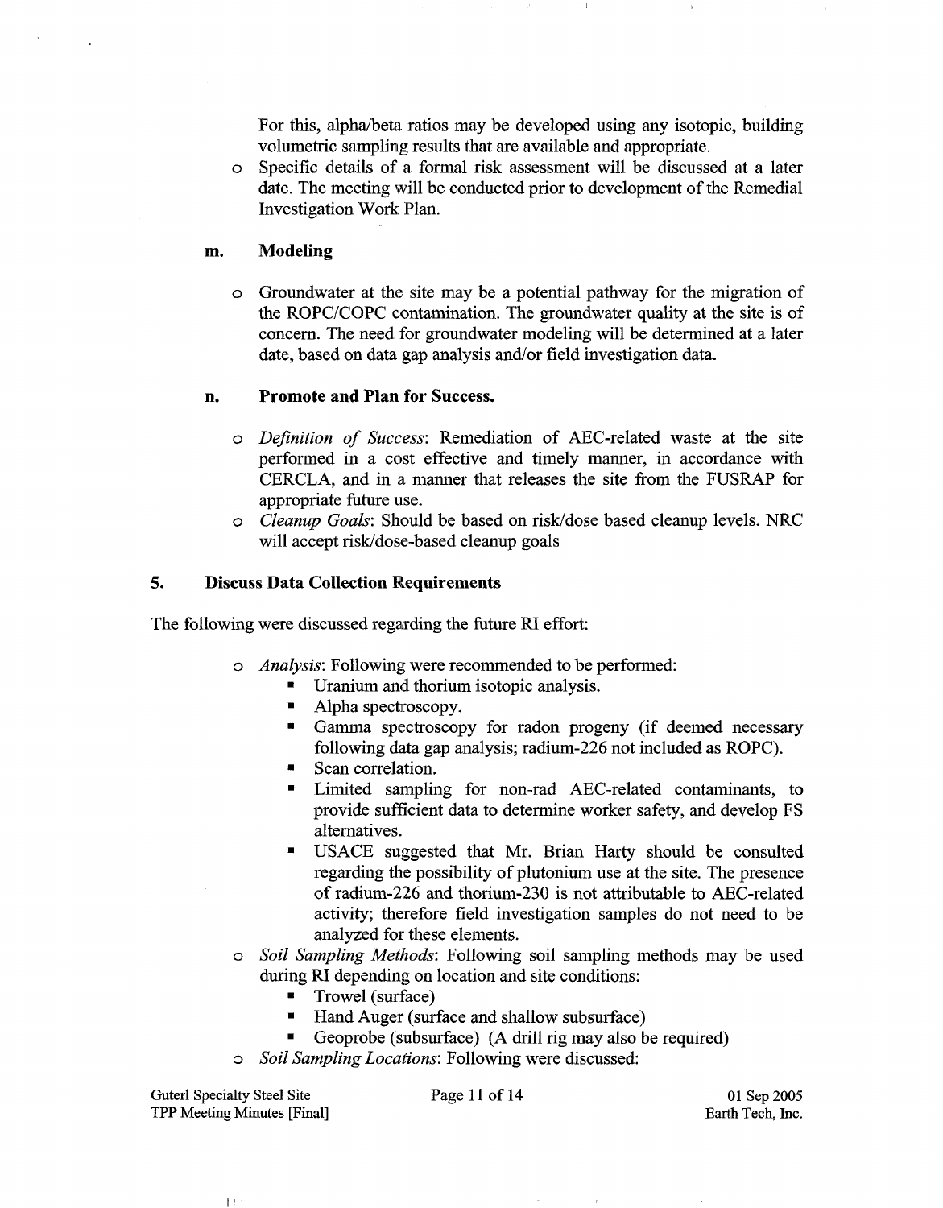For this, alpha/beta ratios may be developed using any isotopic, building volumetric sampling results that are available and appropriate.

- Specific details of a formal risk assessment will be discussed at a later date. The meeting will be conducted prior to development of the Remedial Investigation Work Plan.

### m. Modeling

- Groundwater at the site may be a potential pathway for the migration of the ROPC/COPC contamination. The groundwater quality at the site is of concern. The need for groundwater modeling will be determined at a later date, based on data gap analysis and/or field investigation data.

### n. Promote and Plan for Success.

- *Definition of Success*: Remediation of AEC-related waste at the site performed in a cost effective and timely manner, in accordance with CERCLA, and in a manner that releases the site from the FUSRAP for appropriate future use.
- *Cleanup Goals*: Should be based on risk/dose based cleanup levels. NRC will accept risk/dose-based cleanup goals

## 5. Discuss Data Collection Requirements

The following were discussed regarding the future RI effort:

- *Analysis*: Following were recommended to be performed:
  - Uranium and thorium isotopic analysis.
  - Alpha spectroscopy.
  - Gamma spectroscopy for radon progeny (if deemed necessary following data gap analysis; radium-226 not included as ROPC).
  - Scan correlation.
  - Limited sampling for non-rad AEC-related contaminants, to provide sufficient data to determine worker safety, and develop FS alternatives.
  - USACE suggested that Mr. Brian Harty should be consulted regarding the possibility of plutonium use at the site. The presence of radium-226 and thorium-230 is not attributable to AEC-related activity; therefore field investigation samples do not need to be analyzed for these elements.
- *Soil Sampling Methods*: Following soil sampling methods may be used during RI depending on location and site conditions:
  - Trowel (surface)
  - Hand Auger (surface and shallow subsurface)
  - Geoprobe (subsurface) (A drill rig may also be required)
- *Soil Sampling Locations*: Following were discussed: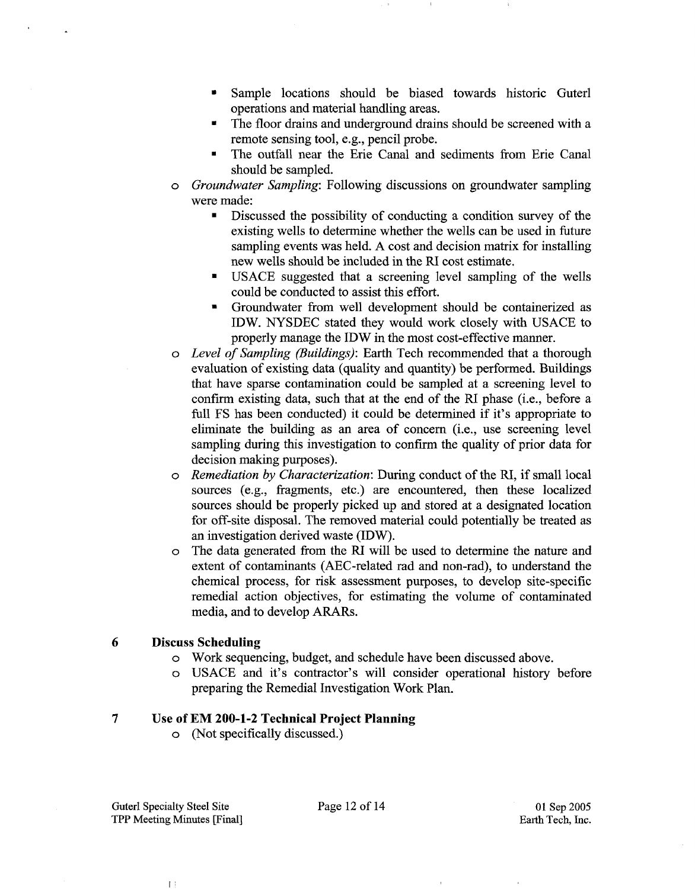- Sample locations should be biased towards historic Guterl operations and material handling areas.
- The floor drains and underground drains should be screened with a remote sensing tool, e.g., pencil probe.
- The outfall near the Erie Canal and sediments from Erie Canal should be sampled.

- *Groundwater Sampling*: Following discussions on groundwater sampling were made:
  - Discussed the possibility of conducting a condition survey of the existing wells to determine whether the wells can be used in future sampling events was held. A cost and decision matrix for installing new wells should be included in the RI cost estimate.
  - USACE suggested that a screening level sampling of the wells could be conducted to assist this effort.
  - Groundwater from well development should be containerized as IDW. NYSDEC stated they would work closely with USACE to properly manage the IDW in the most cost-effective manner.
- *Level of Sampling (Buildings)*: Earth Tech recommended that a thorough evaluation of existing data (quality and quantity) be performed. Buildings that have sparse contamination could be sampled at a screening level to confirm existing data, such that at the end of the RI phase (i.e., before a full FS has been conducted) it could be determined if it's appropriate to eliminate the building as an area of concern (i.e., use screening level sampling during this investigation to confirm the quality of prior data for decision making purposes).
- *Remediation by Characterization*: During conduct of the RI, if small local sources (e.g., fragments, etc.) are encountered, then these localized sources should be properly picked up and stored at a designated location for off-site disposal. The removed material could potentially be treated as an investigation derived waste (IDW).
- The data generated from the RI will be used to determine the nature and extent of contaminants (AEC-related rad and non-rad), to understand the chemical process, for risk assessment purposes, to develop site-specific remedial action objectives, for estimating the volume of contaminated media, and to develop ARARs.

## 6 Discuss Scheduling

- Work sequencing, budget, and schedule have been discussed above.
- USACE and it's contractor's will consider operational history before preparing the Remedial Investigation Work Plan.

## 7 Use of EM 200-1-2 Technical Project Planning

- (Not specifically discussed.)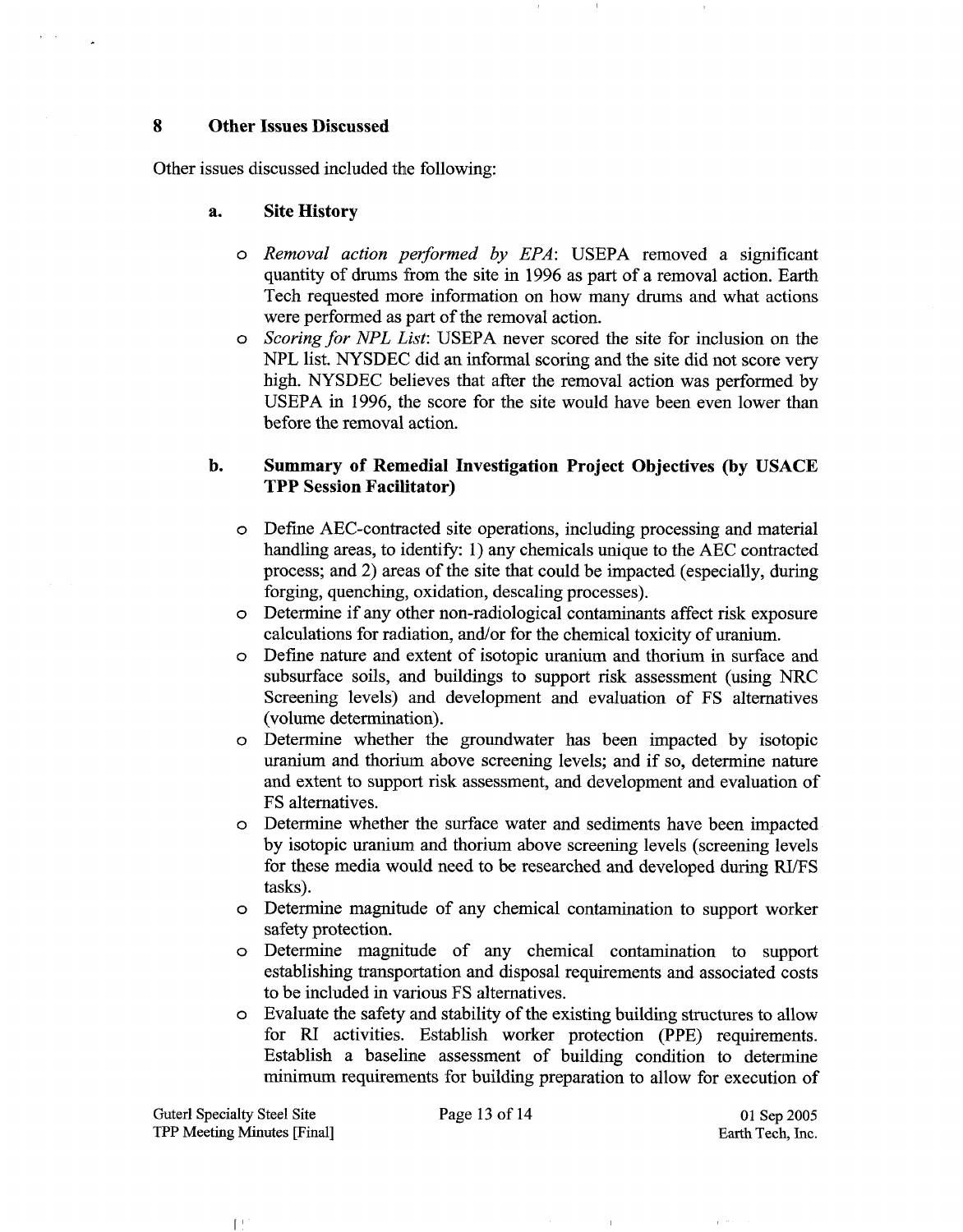## 8 Other Issues Discussed

Other issues discussed included the following:

### a. Site History

- *Removal action performed by EPA*: USEPA removed a significant quantity of drums from the site in 1996 as part of a removal action. Earth Tech requested more information on how many drums and what actions were performed as part of the removal action.
- *Scoring for NPL List*: USEPA never scored the site for inclusion on the NPL list. NYSDEC did an informal scoring and the site did not score very high. NYSDEC believes that after the removal action was performed by USEPA in 1996, the score for the site would have been even lower than before the removal action.

### b. Summary of Remedial Investigation Project Objectives (by USACE TPP Session Facilitator)

- Define AEC-contracted site operations, including processing and material handling areas, to identify: 1) any chemicals unique to the AEC contracted process; and 2) areas of the site that could be impacted (especially, during forging, quenching, oxidation, descaling processes).
- Determine if any other non-radiological contaminants affect risk exposure calculations for radiation, and/or for the chemical toxicity of uranium.
- Define nature and extent of isotopic uranium and thorium in surface and subsurface soils, and buildings to support risk assessment (using NRC Screening levels) and development and evaluation of FS alternatives (volume determination).
- Determine whether the groundwater has been impacted by isotopic uranium and thorium above screening levels; and if so, determine nature and extent to support risk assessment, and development and evaluation of FS alternatives.
- Determine whether the surface water and sediments have been impacted by isotopic uranium and thorium above screening levels (screening levels for these media would need to be researched and developed during RI/FS tasks).
- Determine magnitude of any chemical contamination to support worker safety protection.
- Determine magnitude of any chemical contamination to support establishing transportation and disposal requirements and associated costs to be included in various FS alternatives.
- Evaluate the safety and stability of the existing building structures to allow for RI activities. Establish worker protection (PPE) requirements. Establish a baseline assessment of building condition to determine minimum requirements for building preparation to allow for execution of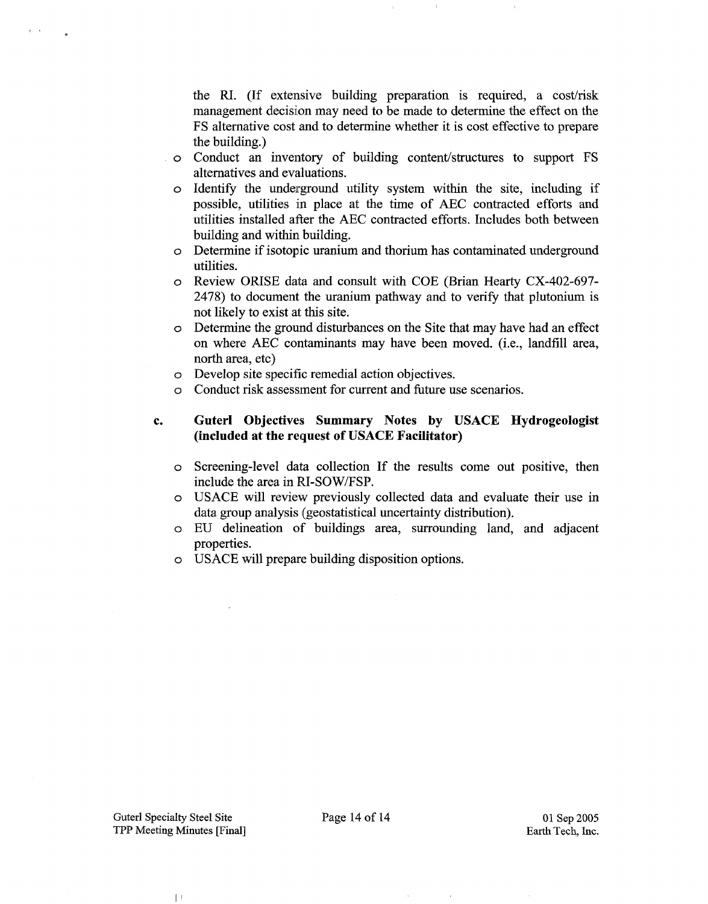the RI. (If extensive building preparation is required, a cost/risk management decision may need to be made to determine the effect on the FS alternative cost and to determine whether it is cost effective to prepare the building.)

- Conduct an inventory of building content/structures to support FS alternatives and evaluations.
- Identify the underground utility system within the site, including if possible, utilities in place at the time of AEC contracted efforts and utilities installed after the AEC contracted efforts. Includes both between building and within building.
- Determine if isotopic uranium and thorium has contaminated underground utilities.
- Review ORISE data and consult with COE (Brian Hearty CX-402-697-2478) to document the uranium pathway and to verify that plutonium is not likely to exist at this site.
- Determine the ground disturbances on the Site that may have had an effect on where AEC contaminants may have been moved. (i.e., landfill area, north area, etc)
- Develop site specific remedial action objectives.
- Conduct risk assessment for current and future use scenarios.

**c. Guterl Objectives Summary Notes by USACE Hydrogeologist (included at the request of USACE Facilitator)**

- Screening-level data collection If the results come out positive, then include the area in RI-SOW/FSP.
- USACE will review previously collected data and evaluate their use in data group analysis (geostatistical uncertainty distribution).
- EU delineation of buildings area, surrounding land, and adjacent properties.
- USACE will prepare building disposition options.